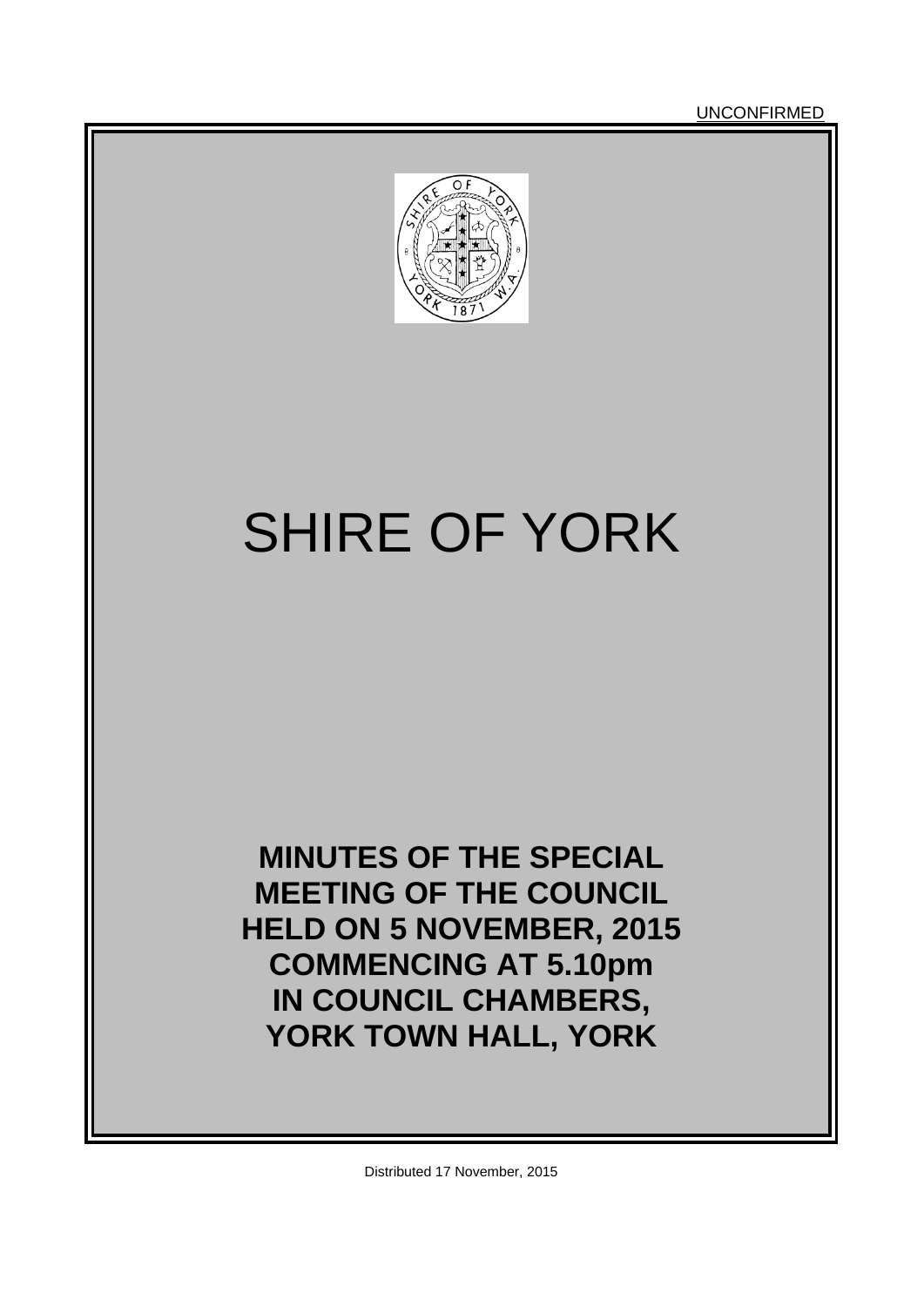UNCONFIRMED

# SHIRE OF YORK

**MINUTES OF THE SPECIAL MEETING OF THE COUNCIL HELD ON 5 NOVEMBER, 2015 COMMENCING AT 5.10pm IN COUNCIL CHAMBERS, YORK TOWN HALL, YORK**

Distributed 17 November, 2015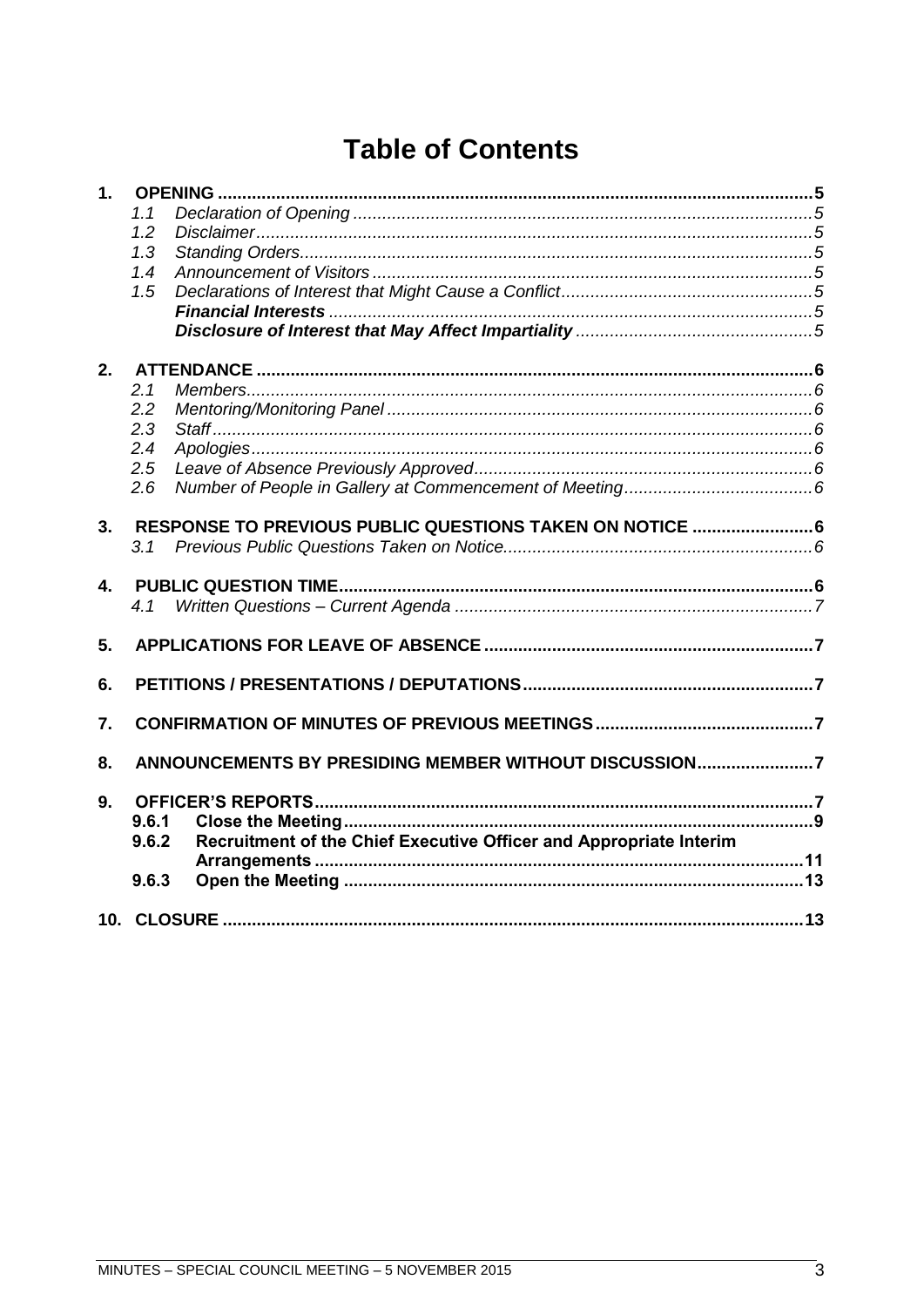# Table of Contents

**1. OPENING** .......... **5**

- *1.1 Declaration of Opening* .......... *5*
- *1.2 Disclaimer* .......... *5*
- *1.3 Standing Orders* .......... *5*
- *1.4 Announcement of Visitors* .......... *5*
- *1.5 Declarations of Interest that Might Cause a Conflict* .......... *5*
  - ***Financial Interests*** .......... *5*
  - ***Disclosure of Interest that May Affect Impartiality*** .......... *5*

**2. ATTENDANCE** .......... **6**

- *2.1 Members* .......... *6*
- *2.2 Mentoring/Monitoring Panel* .......... *6*
- *2.3 Staff* .......... *6*
- *2.4 Apologies* .......... *6*
- *2.5 Leave of Absence Previously Approved* .......... *6*
- *2.6 Number of People in Gallery at Commencement of Meeting* .......... *6*

**3. RESPONSE TO PREVIOUS PUBLIC QUESTIONS TAKEN ON NOTICE** .......... **6**

- *3.1 Previous Public Questions Taken on Notice* .......... *6*

**4. PUBLIC QUESTION TIME** .......... **6**

- *4.1 Written Questions – Current Agenda* .......... *7*

**5. APPLICATIONS FOR LEAVE OF ABSENCE** .......... **7**

**6. PETITIONS / PRESENTATIONS / DEPUTATIONS** .......... **7**

**7. CONFIRMATION OF MINUTES OF PREVIOUS MEETINGS** .......... **7**

**8. ANNOUNCEMENTS BY PRESIDING MEMBER WITHOUT DISCUSSION** .......... **7**

**9. OFFICER'S REPORTS** .......... **7**

- **9.6.1 Close the Meeting** .......... **9**
- **9.6.2 Recruitment of the Chief Executive Officer and Appropriate Interim Arrangements** .......... **11**
- **9.6.3 Open the Meeting** .......... **13**

**10. CLOSURE** .......... **13**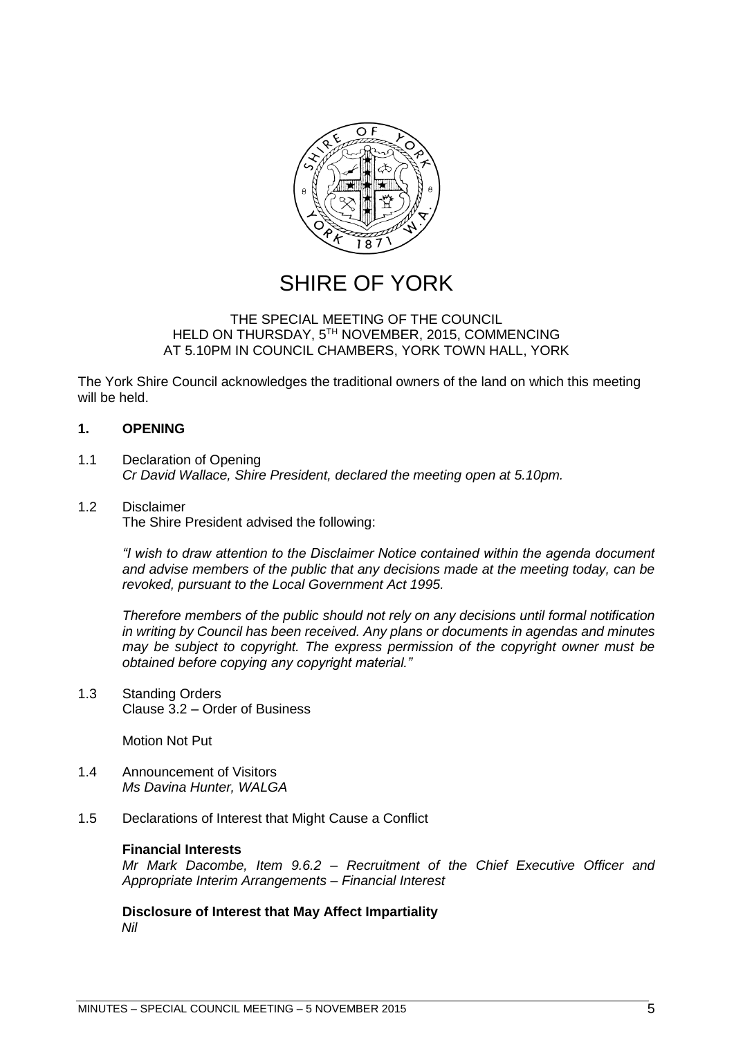# SHIRE OF YORK

THE SPECIAL MEETING OF THE COUNCIL
HELD ON THURSDAY, 5TH NOVEMBER, 2015, COMMENCING
AT 5.10PM IN COUNCIL CHAMBERS, YORK TOWN HALL, YORK

The York Shire Council acknowledges the traditional owners of the land on which this meeting will be held.

## 1. OPENING

1.1 Declaration of Opening
*Cr David Wallace, Shire President, declared the meeting open at 5.10pm.*

1.2 Disclaimer
The Shire President advised the following:

*"I wish to draw attention to the Disclaimer Notice contained within the agenda document and advise members of the public that any decisions made at the meeting today, can be revoked, pursuant to the Local Government Act 1995.*

*Therefore members of the public should not rely on any decisions until formal notification in writing by Council has been received. Any plans or documents in agendas and minutes may be subject to copyright. The express permission of the copyright owner must be obtained before copying any copyright material."*

1.3 Standing Orders
Clause 3.2 – Order of Business

Motion Not Put

1.4 Announcement of Visitors
*Ms Davina Hunter, WALGA*

1.5 Declarations of Interest that Might Cause a Conflict

**Financial Interests**
*Mr Mark Dacombe, Item 9.6.2 – Recruitment of the Chief Executive Officer and Appropriate Interim Arrangements – Financial Interest*

**Disclosure of Interest that May Affect Impartiality**
*Nil*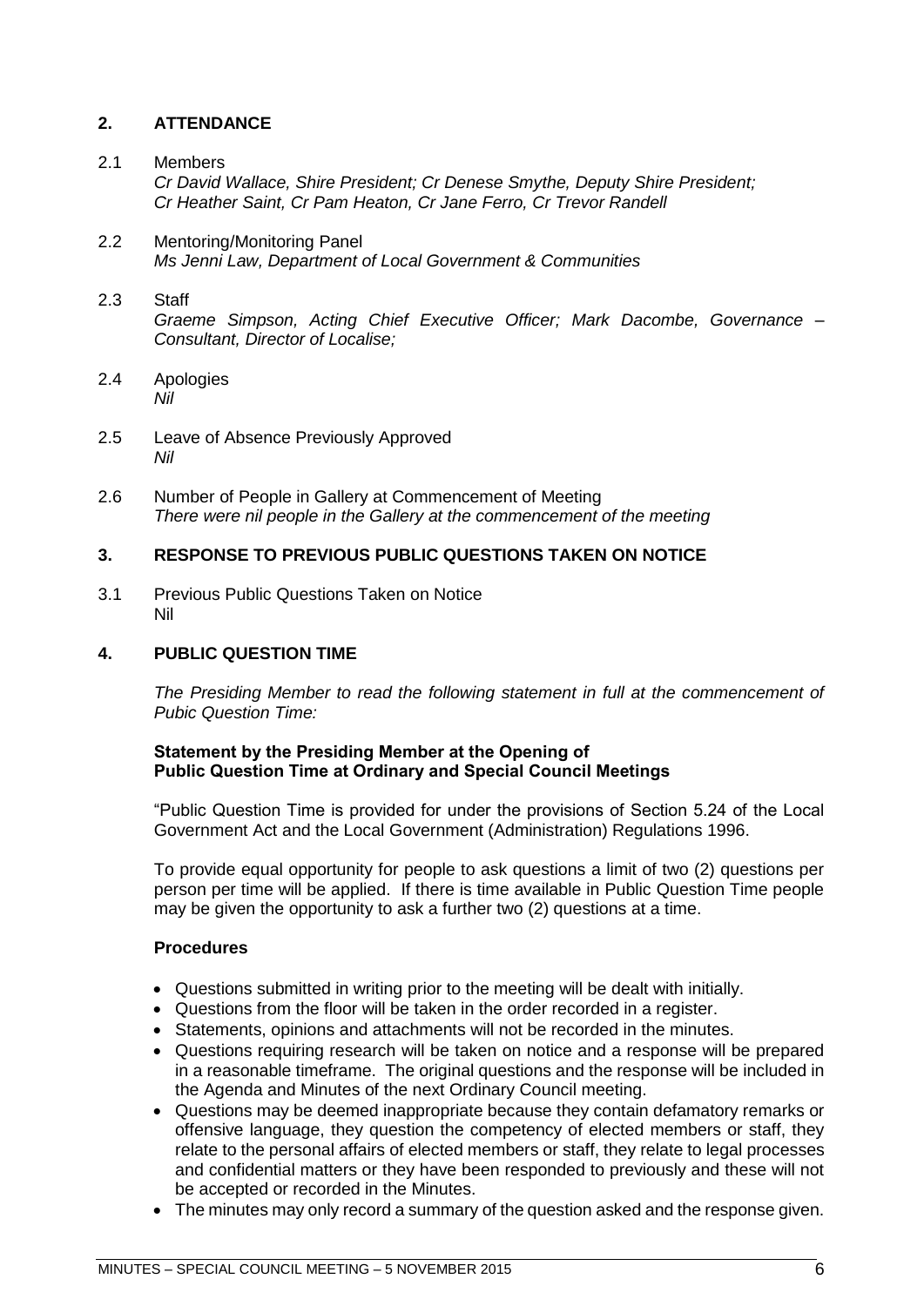## 2. ATTENDANCE

2.1 Members
*Cr David Wallace, Shire President; Cr Denese Smythe, Deputy Shire President; Cr Heather Saint, Cr Pam Heaton, Cr Jane Ferro, Cr Trevor Randell*

2.2 Mentoring/Monitoring Panel
*Ms Jenni Law, Department of Local Government & Communities*

2.3 Staff
*Graeme Simpson, Acting Chief Executive Officer; Mark Dacombe, Governance – Consultant, Director of Localise;*

2.4 Apologies
*Nil*

2.5 Leave of Absence Previously Approved
*Nil*

2.6 Number of People in Gallery at Commencement of Meeting
*There were nil people in the Gallery at the commencement of the meeting*

## 3. RESPONSE TO PREVIOUS PUBLIC QUESTIONS TAKEN ON NOTICE

3.1 Previous Public Questions Taken on Notice
Nil

## 4. PUBLIC QUESTION TIME

*The Presiding Member to read the following statement in full at the commencement of Pubic Question Time:*

**Statement by the Presiding Member at the Opening of Public Question Time at Ordinary and Special Council Meetings**

"Public Question Time is provided for under the provisions of Section 5.24 of the Local Government Act and the Local Government (Administration) Regulations 1996.

To provide equal opportunity for people to ask questions a limit of two (2) questions per person per time will be applied. If there is time available in Public Question Time people may be given the opportunity to ask a further two (2) questions at a time.

**Procedures**

- Questions submitted in writing prior to the meeting will be dealt with initially.
- Questions from the floor will be taken in the order recorded in a register.
- Statements, opinions and attachments will not be recorded in the minutes.
- Questions requiring research will be taken on notice and a response will be prepared in a reasonable timeframe. The original questions and the response will be included in the Agenda and Minutes of the next Ordinary Council meeting.
- Questions may be deemed inappropriate because they contain defamatory remarks or offensive language, they question the competency of elected members or staff, they relate to the personal affairs of elected members or staff, they relate to legal processes and confidential matters or they have been responded to previously and these will not be accepted or recorded in the Minutes.
- The minutes may only record a summary of the question asked and the response given.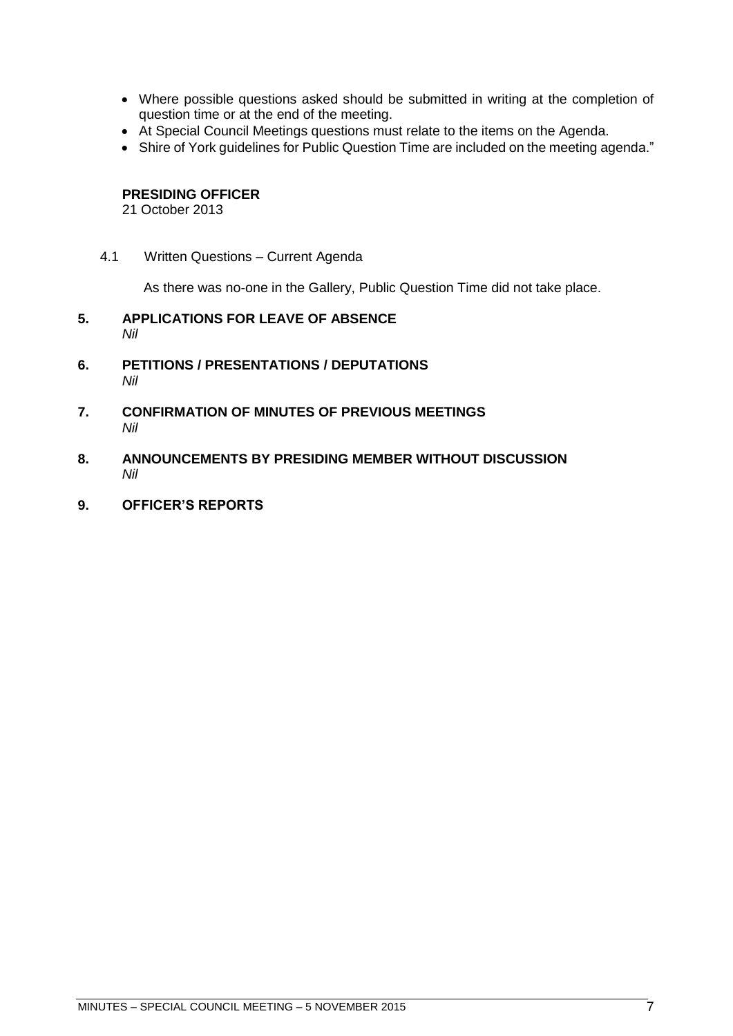- Where possible questions asked should be submitted in writing at the completion of question time or at the end of the meeting.
- At Special Council Meetings questions must relate to the items on the Agenda.
- Shire of York guidelines for Public Question Time are included on the meeting agenda."

**PRESIDING OFFICER**
21 October 2013

4.1 Written Questions – Current Agenda

As there was no-one in the Gallery, Public Question Time did not take place.

## 5. APPLICATIONS FOR LEAVE OF ABSENCE
*Nil*

## 6. PETITIONS / PRESENTATIONS / DEPUTATIONS
*Nil*

## 7. CONFIRMATION OF MINUTES OF PREVIOUS MEETINGS
*Nil*

## 8. ANNOUNCEMENTS BY PRESIDING MEMBER WITHOUT DISCUSSION
*Nil*

## 9. OFFICER'S REPORTS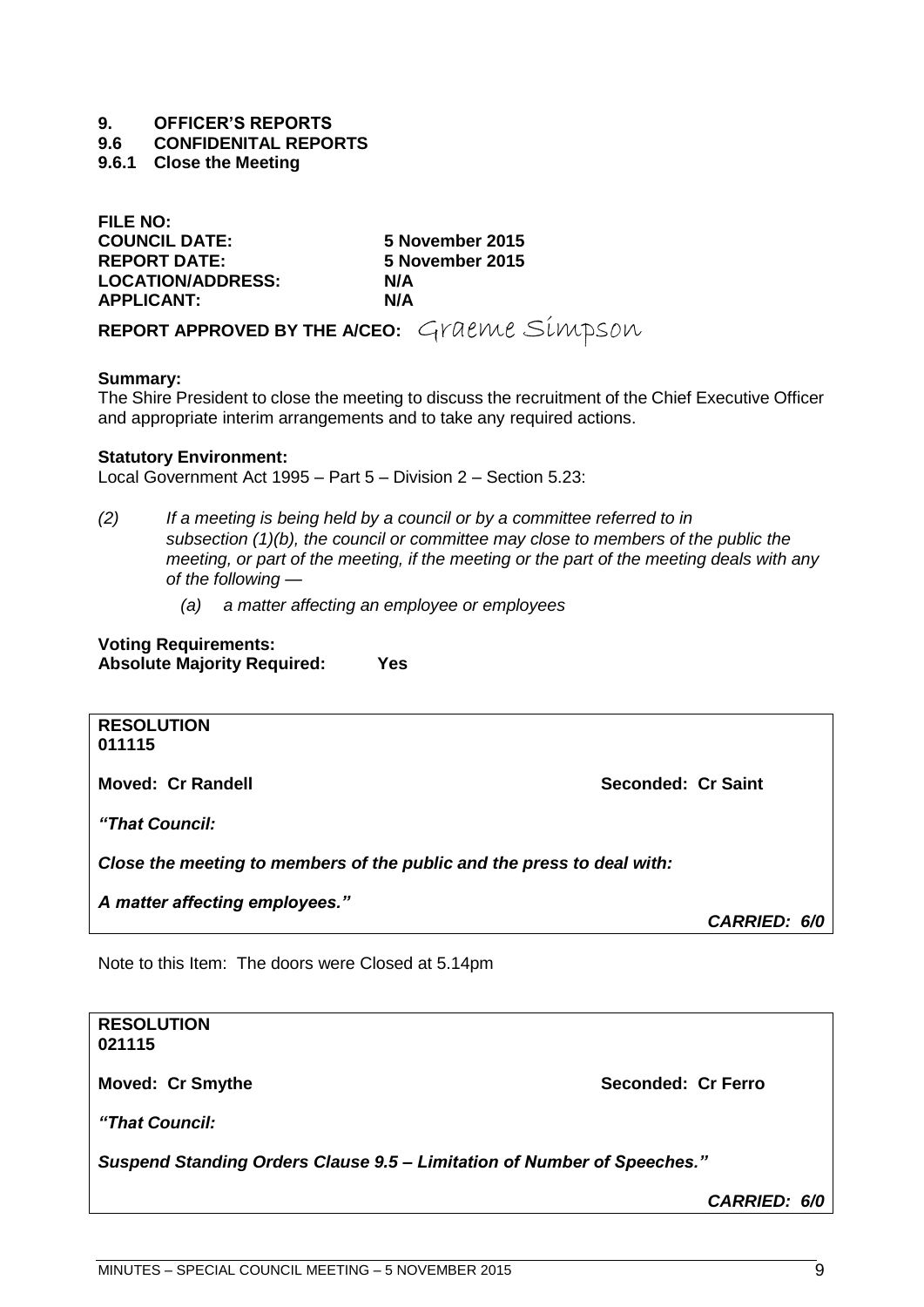# 9. OFFICER'S REPORTS

## 9.6 CONFIDENITAL REPORTS

### 9.6.1 Close the Meeting

| | |
|---|---|
| **FILE NO:** | |
| **COUNCIL DATE:** | **5 November 2015** |
| **REPORT DATE:** | **5 November 2015** |
| **LOCATION/ADDRESS:** | **N/A** |
| **APPLICANT:** | **N/A** |

**REPORT APPROVED BY THE A/CEO:** Graeme Simpson

**Summary:**
The Shire President to close the meeting to discuss the recruitment of the Chief Executive Officer and appropriate interim arrangements and to take any required actions.

**Statutory Environment:**
Local Government Act 1995 – Part 5 – Division 2 – Section 5.23:

*(2) If a meeting is being held by a council or by a committee referred to in subsection (1)(b), the council or committee may close to members of the public the meeting, or part of the meeting, if the meeting or the part of the meeting deals with any of the following —*

*(a) a matter affecting an employee or employees*

**Voting Requirements:**
**Absolute Majority Required: Yes**

**RESOLUTION**
**011115**

**Moved: Cr Randell** **Seconded: Cr Saint**

***"That Council:***

***Close the meeting to members of the public and the press to deal with:***

***A matter affecting employees."***

***CARRIED: 6/0***

Note to this Item: The doors were Closed at 5.14pm

**RESOLUTION**
**021115**

**Moved: Cr Smythe** **Seconded: Cr Ferro**

***"That Council:***

***Suspend Standing Orders Clause 9.5 – Limitation of Number of Speeches."***

***CARRIED: 6/0***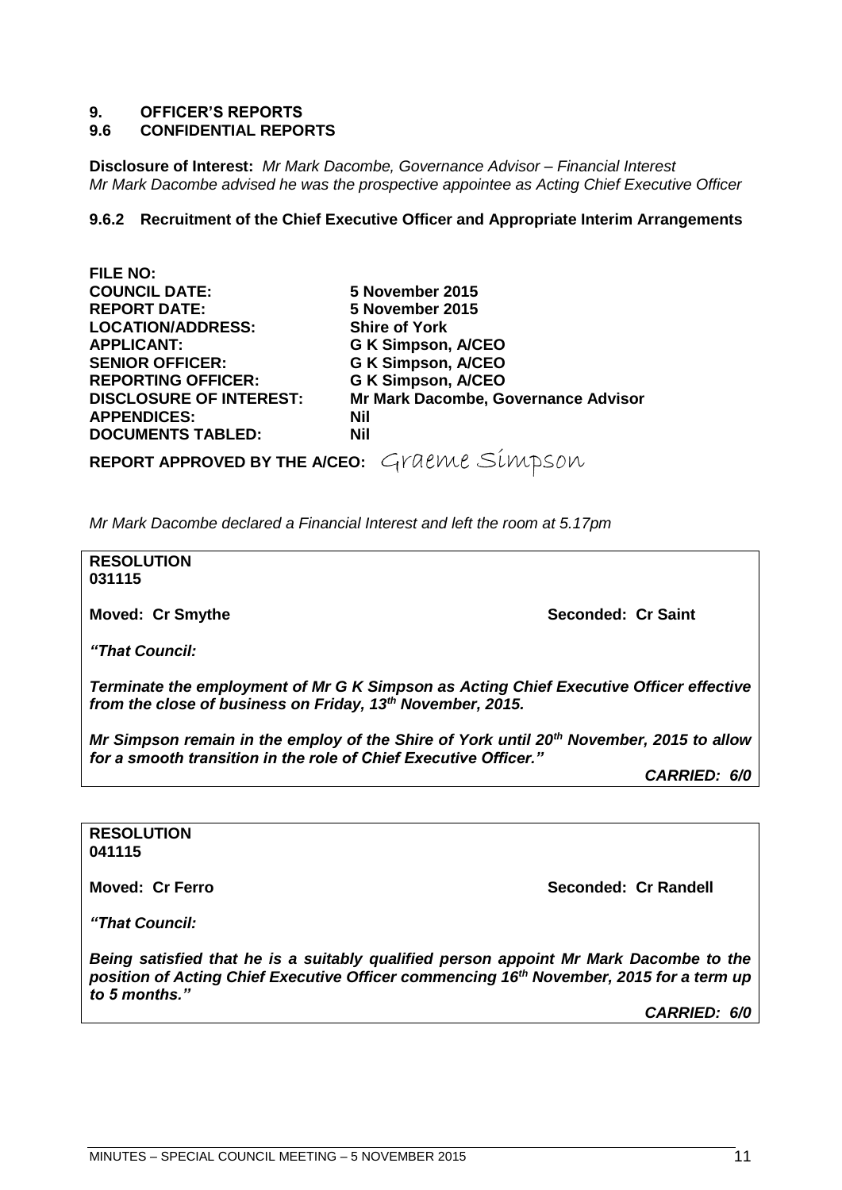# 9. OFFICER'S REPORTS

## 9.6 CONFIDENTIAL REPORTS

**Disclosure of Interest:** *Mr Mark Dacombe, Governance Advisor – Financial Interest*
*Mr Mark Dacombe advised he was the prospective appointee as Acting Chief Executive Officer*

### 9.6.2 Recruitment of the Chief Executive Officer and Appropriate Interim Arrangements

| | |
|---|---|
| **FILE NO:** | |
| **COUNCIL DATE:** | **5 November 2015** |
| **REPORT DATE:** | **5 November 2015** |
| **LOCATION/ADDRESS:** | **Shire of York** |
| **APPLICANT:** | **G K Simpson, A/CEO** |
| **SENIOR OFFICER:** | **G K Simpson, A/CEO** |
| **REPORTING OFFICER:** | **G K Simpson, A/CEO** |
| **DISCLOSURE OF INTEREST:** | **Mr Mark Dacombe, Governance Advisor** |
| **APPENDICES:** | **Nil** |
| **DOCUMENTS TABLED:** | **Nil** |

**REPORT APPROVED BY THE A/CEO:** Graeme Simpson

*Mr Mark Dacombe declared a Financial Interest and left the room at 5.17pm*

**RESOLUTION**
**031115**

**Moved: Cr Smythe** **Seconded: Cr Saint**

***"That Council:***

***Terminate the employment of Mr G K Simpson as Acting Chief Executive Officer effective from the close of business on Friday, 13th November, 2015.***

***Mr Simpson remain in the employ of the Shire of York until 20th November, 2015 to allow for a smooth transition in the role of Chief Executive Officer."***

***CARRIED: 6/0***

**RESOLUTION**
**041115**

**Moved: Cr Ferro** **Seconded: Cr Randell**

***"That Council:***

***Being satisfied that he is a suitably qualified person appoint Mr Mark Dacombe to the position of Acting Chief Executive Officer commencing 16th November, 2015 for a term up to 5 months."***

***CARRIED: 6/0***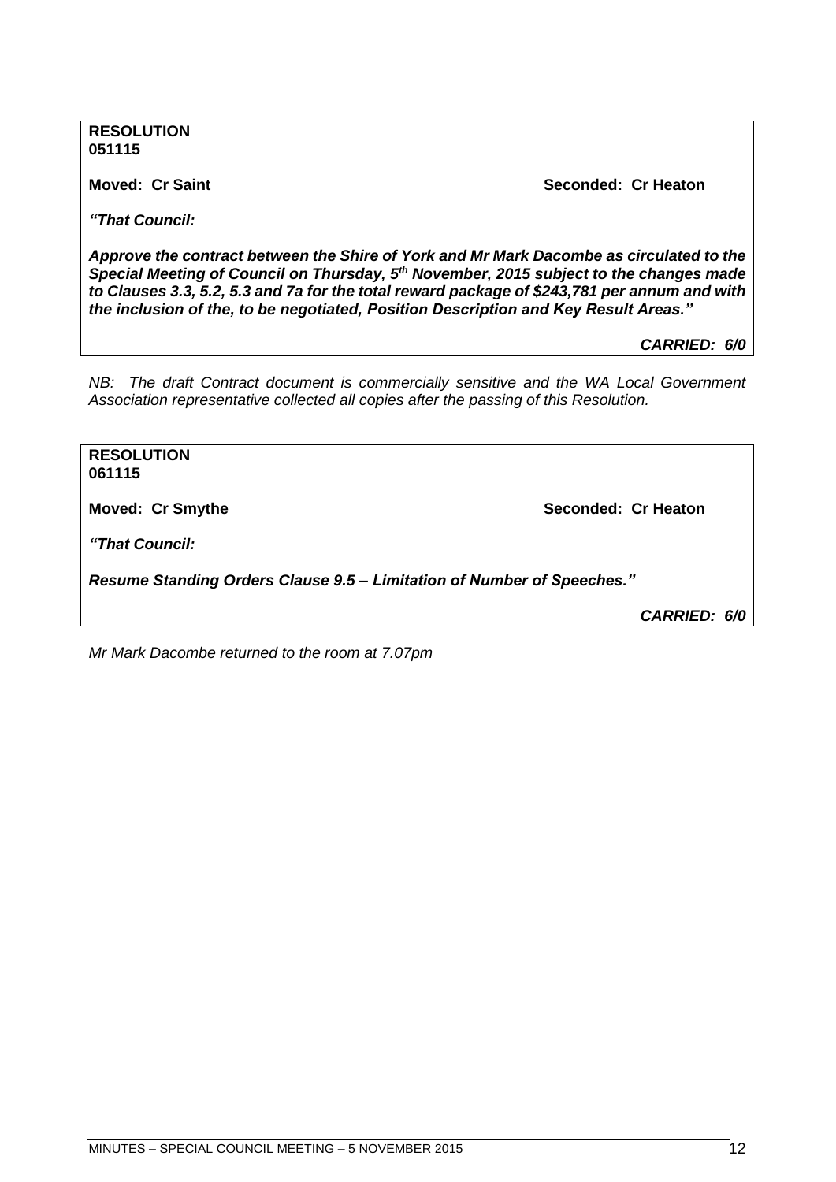**RESOLUTION**
**051115**

**Moved: Cr Saint** **Seconded: Cr Heaton**

***"That Council:***

***Approve the contract between the Shire of York and Mr Mark Dacombe as circulated to the Special Meeting of Council on Thursday, 5th November, 2015 subject to the changes made to Clauses 3.3, 5.2, 5.3 and 7a for the total reward package of $243,781 per annum and with the inclusion of the, to be negotiated, Position Description and Key Result Areas."***

***CARRIED: 6/0***

*NB: The draft Contract document is commercially sensitive and the WA Local Government Association representative collected all copies after the passing of this Resolution.*

**RESOLUTION**
**061115**

**Moved: Cr Smythe** **Seconded: Cr Heaton**

***"That Council:***

***Resume Standing Orders Clause 9.5 – Limitation of Number of Speeches."***

***CARRIED: 6/0***

*Mr Mark Dacombe returned to the room at 7.07pm*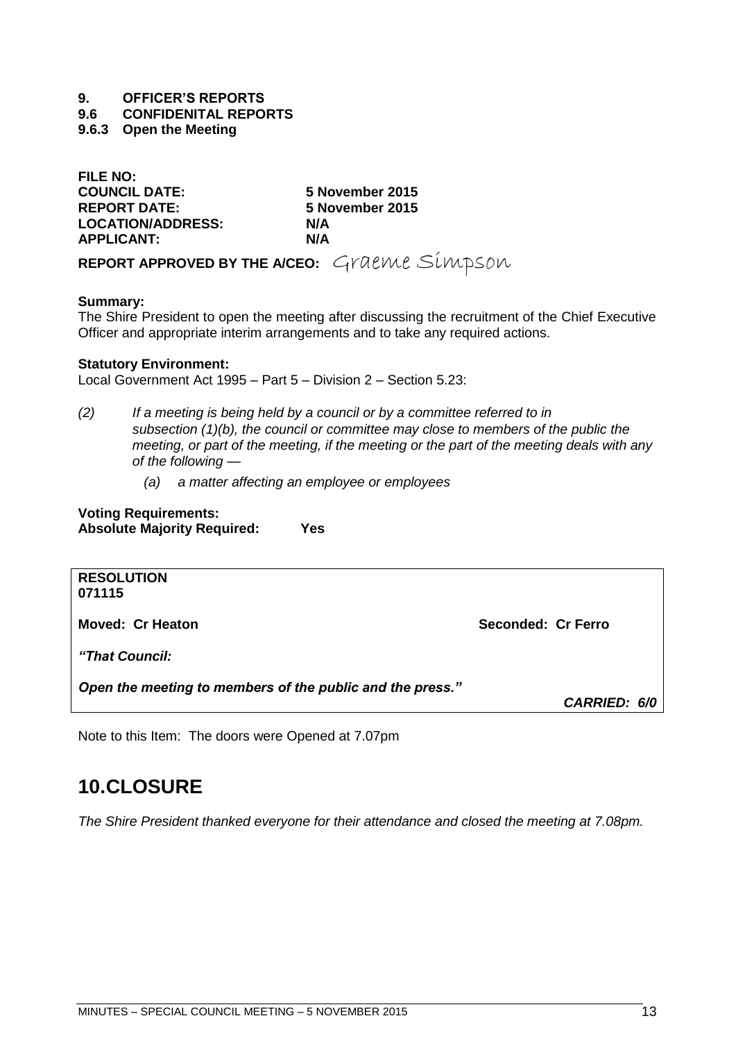**9. OFFICER'S REPORTS**
**9.6 CONFIDENITAL REPORTS**
**9.6.3 Open the Meeting**

| | |
|---|---|
| **FILE NO:** | |
| **COUNCIL DATE:** | **5 November 2015** |
| **REPORT DATE:** | **5 November 2015** |
| **LOCATION/ADDRESS:** | **N/A** |
| **APPLICANT:** | **N/A** |

**REPORT APPROVED BY THE A/CEO:** Graeme Simpson

**Summary:**
The Shire President to open the meeting after discussing the recruitment of the Chief Executive Officer and appropriate interim arrangements and to take any required actions.

**Statutory Environment:**
Local Government Act 1995 – Part 5 – Division 2 – Section 5.23:

*(2) If a meeting is being held by a council or by a committee referred to in subsection (1)(b), the council or committee may close to members of the public the meeting, or part of the meeting, if the meeting or the part of the meeting deals with any of the following —*

*(a) a matter affecting an employee or employees*

**Voting Requirements:**
**Absolute Majority Required: Yes**

**RESOLUTION**
**071115**

**Moved: Cr Heaton** **Seconded: Cr Ferro**

***"That Council:***

***Open the meeting to members of the public and the press."***

***CARRIED: 6/0***

Note to this Item: The doors were Opened at 7.07pm

# 10.CLOSURE

*The Shire President thanked everyone for their attendance and closed the meeting at 7.08pm.*